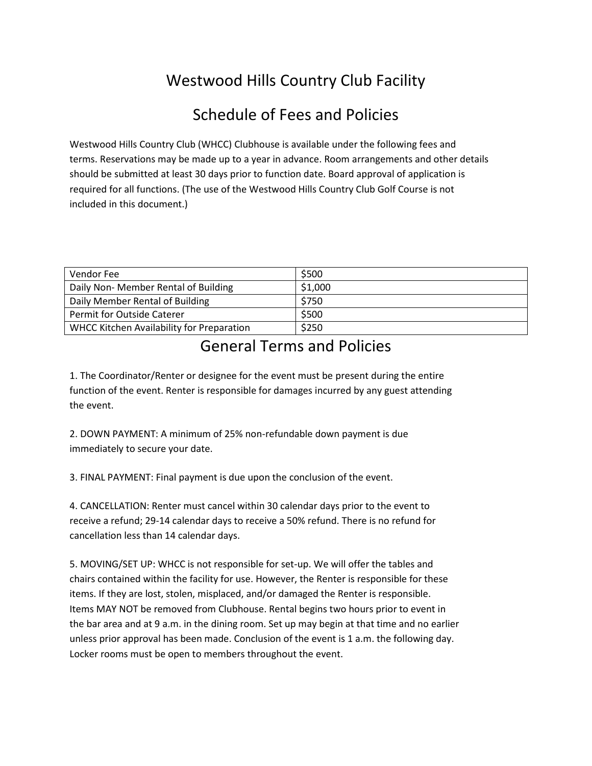# Westwood Hills Country Club Facility

## Schedule of Fees and Policies

Westwood Hills Country Club (WHCC) Clubhouse is available under the following fees and terms. Reservations may be made up to a year in advance. Room arrangements and other details should be submitted at least 30 days prior to function date. Board approval of application is required for all functions. (The use of the Westwood Hills Country Club Golf Course is not included in this document.)

| | |
|---|---|
| Vendor Fee | $500 |
| Daily Non- Member Rental of Building | $1,000 |
| Daily Member Rental of Building | $750 |
| Permit for Outside Caterer | $500 |
| WHCC Kitchen Availability for Preparation | $250 |

## General Terms and Policies

1. The Coordinator/Renter or designee for the event must be present during the entire function of the event. Renter is responsible for damages incurred by any guest attending the event.

2. DOWN PAYMENT: A minimum of 25% non-refundable down payment is due immediately to secure your date.

3. FINAL PAYMENT: Final payment is due upon the conclusion of the event.

4. CANCELLATION: Renter must cancel within 30 calendar days prior to the event to receive a refund; 29-14 calendar days to receive a 50% refund. There is no refund for cancellation less than 14 calendar days.

5. MOVING/SET UP: WHCC is not responsible for set-up. We will offer the tables and chairs contained within the facility for use. However, the Renter is responsible for these items. If they are lost, stolen, misplaced, and/or damaged the Renter is responsible. Items MAY NOT be removed from Clubhouse. Rental begins two hours prior to event in the bar area and at 9 a.m. in the dining room. Set up may begin at that time and no earlier unless prior approval has been made. Conclusion of the event is 1 a.m. the following day. Locker rooms must be open to members throughout the event.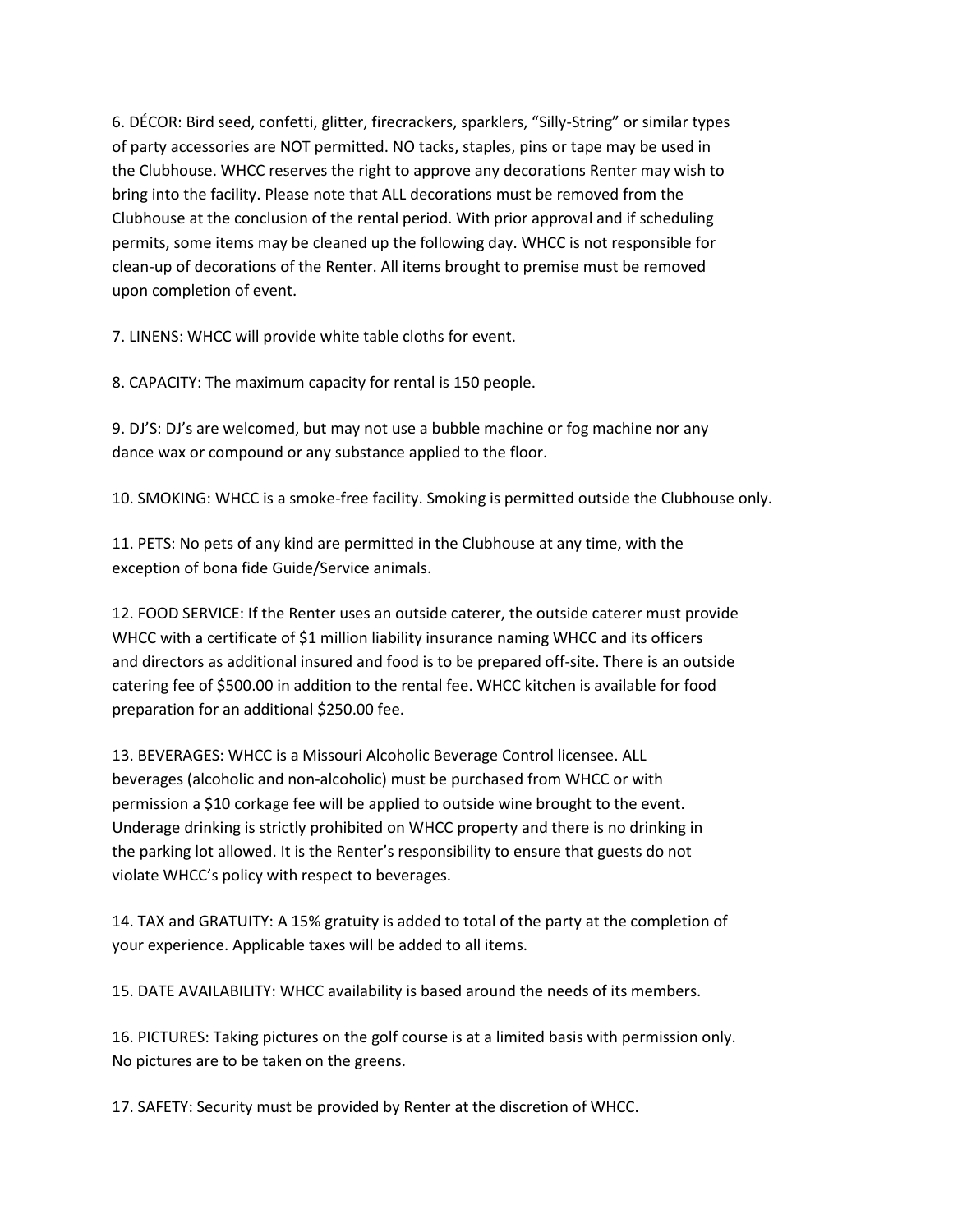6. DÉCOR: Bird seed, confetti, glitter, firecrackers, sparklers, "Silly-String" or similar types of party accessories are NOT permitted. NO tacks, staples, pins or tape may be used in the Clubhouse. WHCC reserves the right to approve any decorations Renter may wish to bring into the facility. Please note that ALL decorations must be removed from the Clubhouse at the conclusion of the rental period. With prior approval and if scheduling permits, some items may be cleaned up the following day. WHCC is not responsible for clean-up of decorations of the Renter. All items brought to premise must be removed upon completion of event.

7. LINENS: WHCC will provide white table cloths for event.

8. CAPACITY: The maximum capacity for rental is 150 people.

9. DJ'S: DJ's are welcomed, but may not use a bubble machine or fog machine nor any dance wax or compound or any substance applied to the floor.

10. SMOKING: WHCC is a smoke-free facility. Smoking is permitted outside the Clubhouse only.

11. PETS: No pets of any kind are permitted in the Clubhouse at any time, with the exception of bona fide Guide/Service animals.

12. FOOD SERVICE: If the Renter uses an outside caterer, the outside caterer must provide WHCC with a certificate of $1 million liability insurance naming WHCC and its officers and directors as additional insured and food is to be prepared off-site. There is an outside catering fee of $500.00 in addition to the rental fee. WHCC kitchen is available for food preparation for an additional $250.00 fee.

13. BEVERAGES: WHCC is a Missouri Alcoholic Beverage Control licensee. ALL beverages (alcoholic and non-alcoholic) must be purchased from WHCC or with permission a $10 corkage fee will be applied to outside wine brought to the event. Underage drinking is strictly prohibited on WHCC property and there is no drinking in the parking lot allowed. It is the Renter's responsibility to ensure that guests do not violate WHCC's policy with respect to beverages.

14. TAX and GRATUITY: A 15% gratuity is added to total of the party at the completion of your experience. Applicable taxes will be added to all items.

15. DATE AVAILABILITY: WHCC availability is based around the needs of its members.

16. PICTURES: Taking pictures on the golf course is at a limited basis with permission only. No pictures are to be taken on the greens.

17. SAFETY: Security must be provided by Renter at the discretion of WHCC.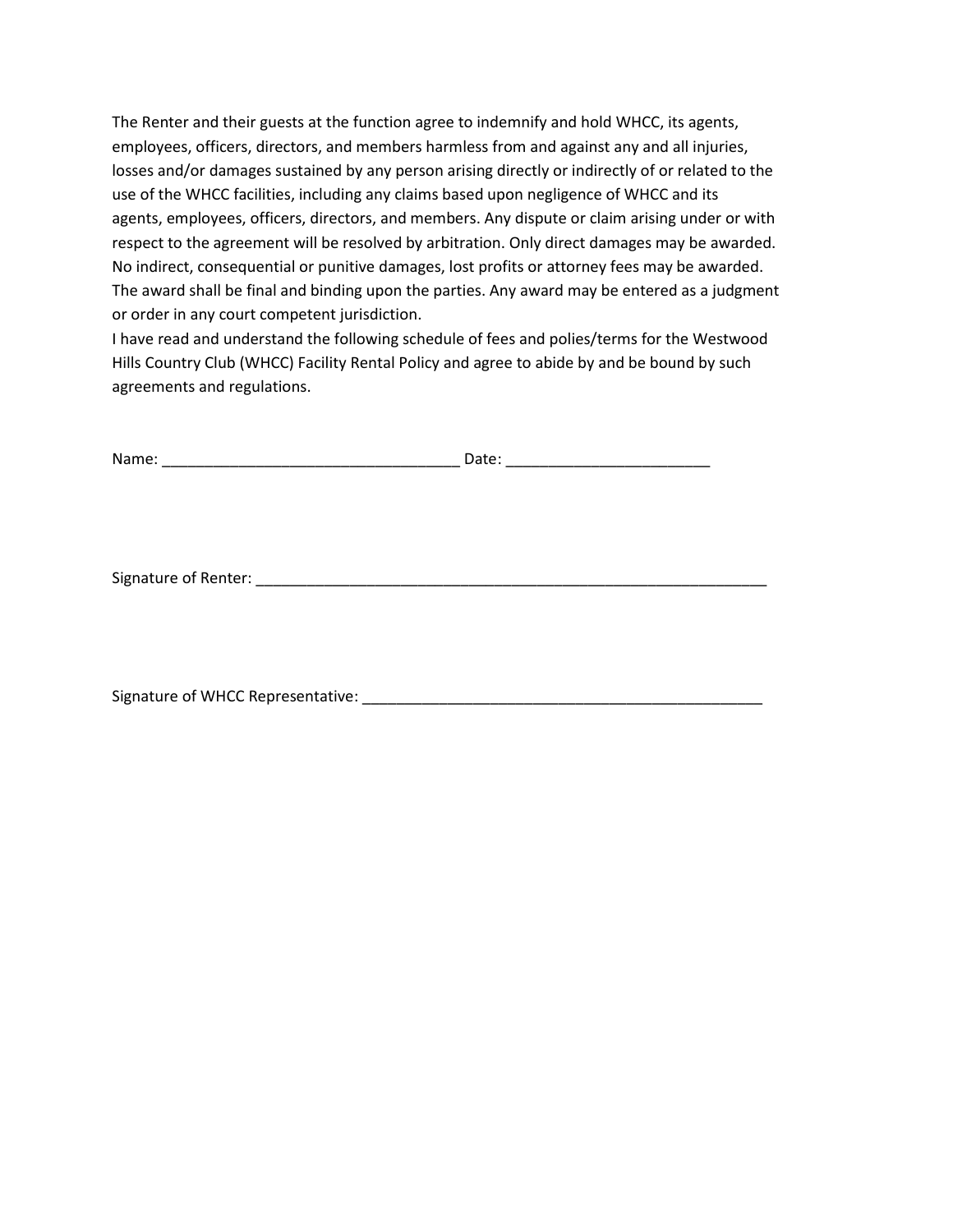The Renter and their guests at the function agree to indemnify and hold WHCC, its agents, employees, officers, directors, and members harmless from and against any and all injuries, losses and/or damages sustained by any person arising directly or indirectly of or related to the use of the WHCC facilities, including any claims based upon negligence of WHCC and its agents, employees, officers, directors, and members. Any dispute or claim arising under or with respect to the agreement will be resolved by arbitration. Only direct damages may be awarded. No indirect, consequential or punitive damages, lost profits or attorney fees may be awarded. The award shall be final and binding upon the parties. Any award may be entered as a judgment or order in any court competent jurisdiction.
I have read and understand the following schedule of fees and polies/terms for the Westwood Hills Country Club (WHCC) Facility Rental Policy and agree to abide by and be bound by such agreements and regulations.

Name: ___________________________________ Date: ________________________

Signature of Renter: ____________________________________________________________

Signature of WHCC Representative: _______________________________________________